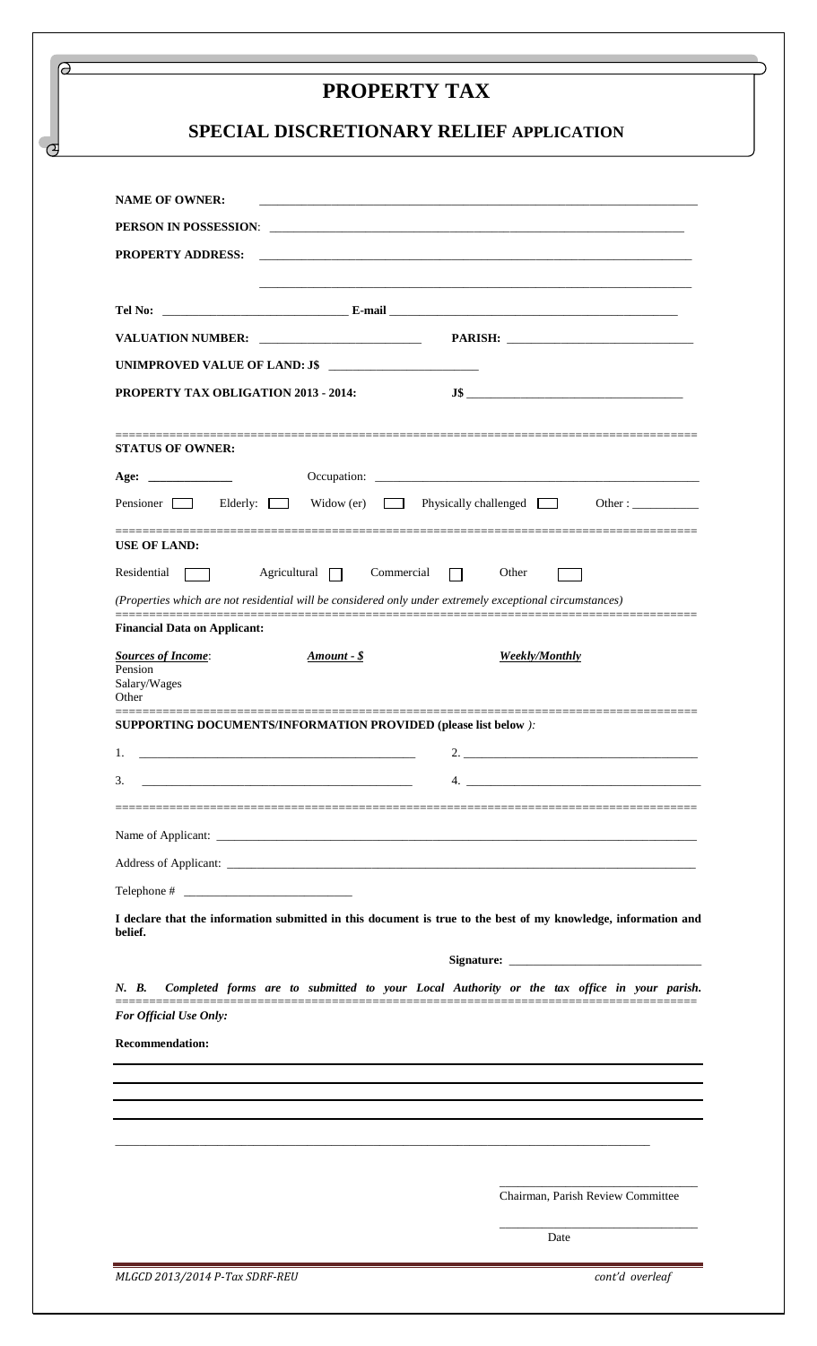# PROPERTY TAX

## SPECIAL DISCRETIONARY RELIEF APPLICATION

**NAME OF OWNER:** ____________________________________________

**PERSON IN POSSESSION**: ____________________________________________

**PROPERTY ADDRESS:** ____________________________________________

____________________________________________

**Tel No:** ____________________ **E-mail** ____________________

**VALUATION NUMBER:** ____________________ **PARISH:** ____________________

**UNIMPROVED VALUE OF LAND: J$** ____________________

**PROPERTY TAX OBLIGATION 2013 - 2014:** **J$** ____________________

---

**STATUS OF OWNER:**

**Age:** __________ Occupation: ____________________

Pensioner ☐ Elderly: ☐ Widow (er) ☐ Physically challenged ☐ Other : __________

---

**USE OF LAND:**

Residential ☐ Agricultural ☐ Commercial ☐ Other ☐

*(Properties which are not residential will be considered only under extremely exceptional circumstances)*

---

**Financial Data on Applicant:**

| ***Sources of Income***: | ***Amount - $*** | ***Weekly/Monthly*** |
|---|---|---|
| Pension | | |
| Salary/Wages | | |
| Other | | |

---

**SUPPORTING DOCUMENTS/INFORMATION PROVIDED (please list below** *):*

1. ____________________ 2. ____________________

3. ____________________ 4. ____________________

---

Name of Applicant: ____________________________________________

Address of Applicant: ____________________________________________

Telephone # ____________________

**I declare that the information submitted in this document is true to the best of my knowledge, information and belief.**

**Signature:** ____________________

***N. B. Completed forms are to submitted to your Local Authority or the tax office in your parish.***

---

***For Official Use Only:***

**Recommendation:**

____________________________________________

____________________________________________

____________________________________________

____________________________________________

____________________
Chairman, Parish Review Committee

____________________
Date

MLGCD 2013/2014 P-Tax SDRF-REU *cont'd overleaf*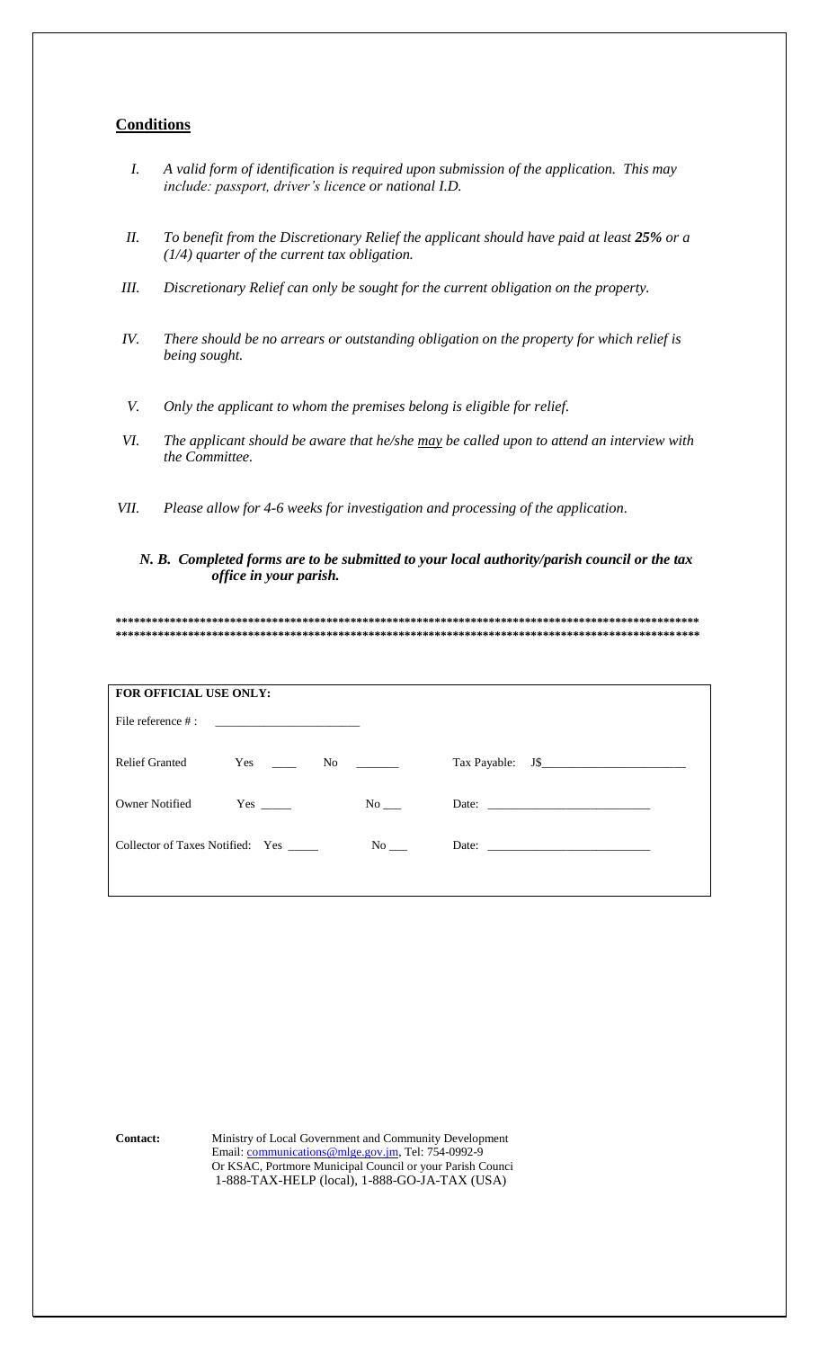## Conditions

I. *A valid form of identification is required upon submission of the application. This may include: passport, driver's licence or national I.D.*

II. *To benefit from the Discretionary Relief the applicant should have paid at least **25%** or a (1/4) quarter of the current tax obligation.*

III. *Discretionary Relief can only be sought for the current obligation on the property.*

IV. *There should be no arrears or outstanding obligation on the property for which relief is being sought.*

V. *Only the applicant to whom the premises belong is eligible for relief.*

VI. *The applicant should be aware that he/she may be called upon to attend an interview with the Committee.*

VII. *Please allow for 4-6 weeks for investigation and processing of the application.*

***N. B. Completed forms are to be submitted to your local authority/parish council or the tax office in your parish.***

****************************************************************************************************
****************************************************************************************************

**FOR OFFICIAL USE ONLY:**

File reference # : ______________________

Relief Granted Yes ____ No ______ Tax Payable: J$______________________

Owner Notified Yes _____ No ___ Date: __________________________

Collector of Taxes Notified: Yes _____ No ___ Date: __________________________

**Contact:** Ministry of Local Government and Community Development
Email: communications@mlge.gov.jm, Tel: 754-0992-9
Or KSAC, Portmore Municipal Council or your Parish Counci
1-888-TAX-HELP (local), 1-888-GO-JA-TAX (USA)